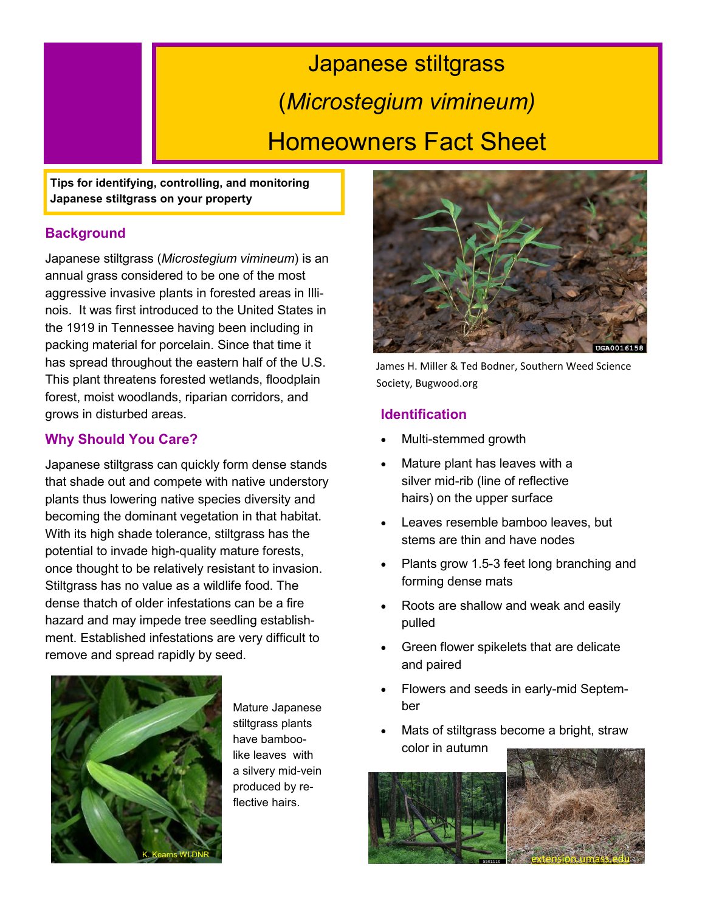# Japanese stiltgrass (*Microstegium vimineum*) Homeowners Fact Sheet

**Tips for identifying, controlling, and monitoring Japanese stiltgrass on your property**

## Background

Japanese stiltgrass (*Microstegium vimineum*) is an annual grass considered to be one of the most aggressive invasive plants in forested areas in Illinois. It was first introduced to the United States in the 1919 in Tennessee having been including in packing material for porcelain. Since that time it has spread throughout the eastern half of the U.S. This plant threatens forested wetlands, floodplain forest, moist woodlands, riparian corridors, and grows in disturbed areas.

## Why Should You Care?

Japanese stiltgrass can quickly form dense stands that shade out and compete with native understory plants thus lowering native species diversity and becoming the dominant vegetation in that habitat. With its high shade tolerance, stiltgrass has the potential to invade high-quality mature forests, once thought to be relatively resistant to invasion. Stiltgrass has no value as a wildlife food. The dense thatch of older infestations can be a fire hazard and may impede tree seedling establishment. Established infestations are very difficult to remove and spread rapidly by seed.

K. Kearns WI DNR

Mature Japanese stiltgrass plants have bamboo-like leaves with a silvery mid-vein produced by reflective hairs.

UGA0016158

James H. Miller & Ted Bodner, Southern Weed Science Society, Bugwood.org

## Identification

- Multi-stemmed growth
- Mature plant has leaves with a silver mid-rib (line of reflective hairs) on the upper surface
- Leaves resemble bamboo leaves, but stems are thin and have nodes
- Plants grow 1.5-3 feet long branching and forming dense mats
- Roots are shallow and weak and easily pulled
- Green flower spikelets that are delicate and paired
- Flowers and seeds in early-mid September
- Mats of stiltgrass become a bright, straw color in autumn

5501110

extension.umass.edu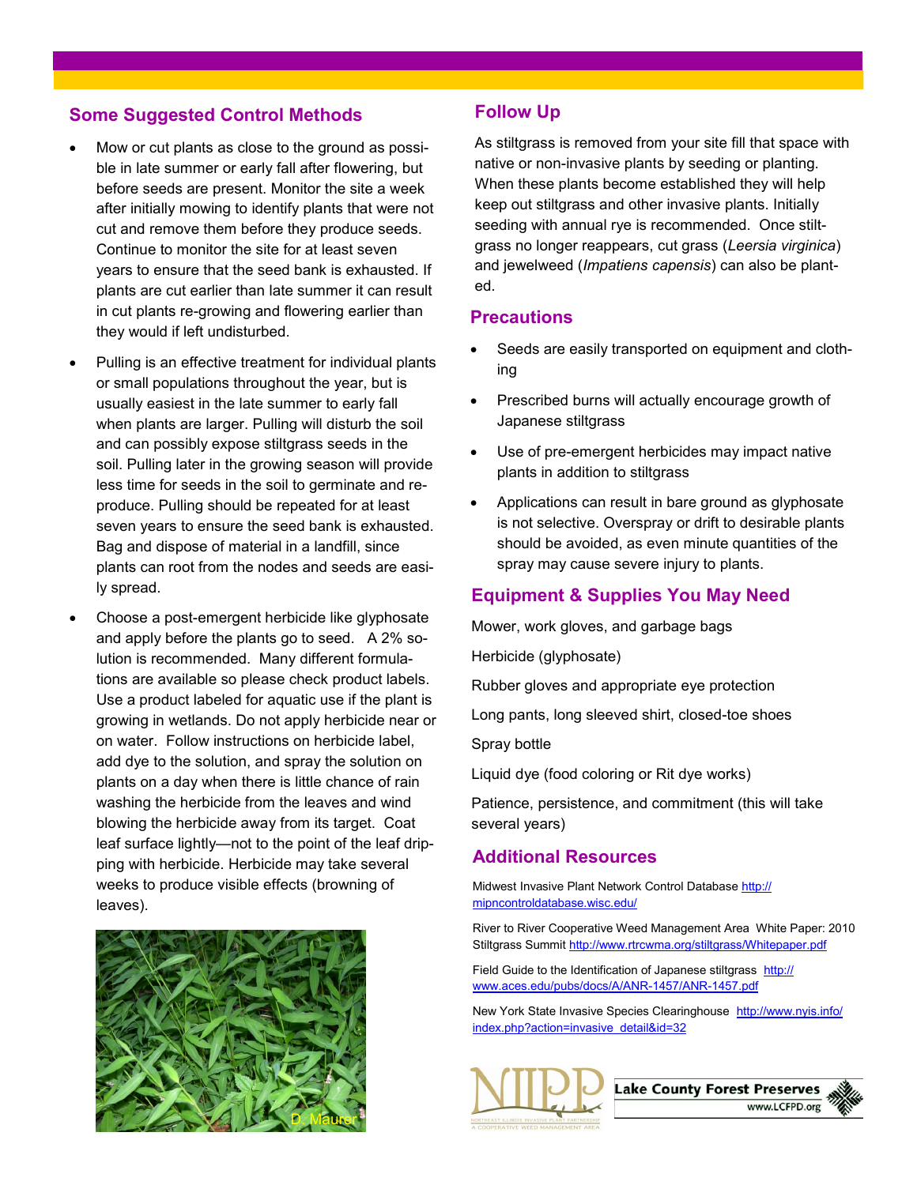## Some Suggested Control Methods

- Mow or cut plants as close to the ground as possible in late summer or early fall after flowering, but before seeds are present. Monitor the site a week after initially mowing to identify plants that were not cut and remove them before they produce seeds. Continue to monitor the site for at least seven years to ensure that the seed bank is exhausted. If plants are cut earlier than late summer it can result in cut plants re-growing and flowering earlier than they would if left undisturbed.
- Pulling is an effective treatment for individual plants or small populations throughout the year, but is usually easiest in the late summer to early fall when plants are larger. Pulling will disturb the soil and can possibly expose stiltgrass seeds in the soil. Pulling later in the growing season will provide less time for seeds in the soil to germinate and reproduce. Pulling should be repeated for at least seven years to ensure the seed bank is exhausted. Bag and dispose of material in a landfill, since plants can root from the nodes and seeds are easily spread.
- Choose a post-emergent herbicide like glyphosate and apply before the plants go to seed. A 2% solution is recommended. Many different formulations are available so please check product labels. Use a product labeled for aquatic use if the plant is growing in wetlands. Do not apply herbicide near or on water. Follow instructions on herbicide label, add dye to the solution, and spray the solution on plants on a day when there is little chance of rain washing the herbicide from the leaves and wind blowing the herbicide away from its target. Coat leaf surface lightly—not to the point of the leaf dripping with herbicide. Herbicide may take several weeks to produce visible effects (browning of leaves).

D. Maurer

## Follow Up

As stiltgrass is removed from your site fill that space with native or non-invasive plants by seeding or planting. When these plants become established they will help keep out stiltgrass and other invasive plants. Initially seeding with annual rye is recommended. Once stiltgrass no longer reappears, cut grass (*Leersia virginica*) and jewelweed (*Impatiens capensis*) can also be planted.

## Precautions

- Seeds are easily transported on equipment and clothing
- Prescribed burns will actually encourage growth of Japanese stiltgrass
- Use of pre-emergent herbicides may impact native plants in addition to stiltgrass
- Applications can result in bare ground as glyphosate is not selective. Overspray or drift to desirable plants should be avoided, as even minute quantities of the spray may cause severe injury to plants.

## Equipment & Supplies You May Need

Mower, work gloves, and garbage bags

Herbicide (glyphosate)

Rubber gloves and appropriate eye protection

Long pants, long sleeved shirt, closed-toe shoes

Spray bottle

Liquid dye (food coloring or Rit dye works)

Patience, persistence, and commitment (this will take several years)

## Additional Resources

Midwest Invasive Plant Network Control Database http://mipncontroldatabase.wisc.edu/

River to River Cooperative Weed Management Area White Paper: 2010 Stiltgrass Summit http://www.rtrcwma.org/stiltgrass/Whitepaper.pdf

Field Guide to the Identification of Japanese stiltgrass http://www.aces.edu/pubs/docs/A/ANR-1457/ANR-1457.pdf

New York State Invasive Species Clearinghouse http://www.nyis.info/index.php?action=invasive_detail&id=32

NIIPP — Northeast Illinois Invasive Plant Partnership — A Cooperative Weed Management Area

Lake County Forest Preserves www.LCFPD.org